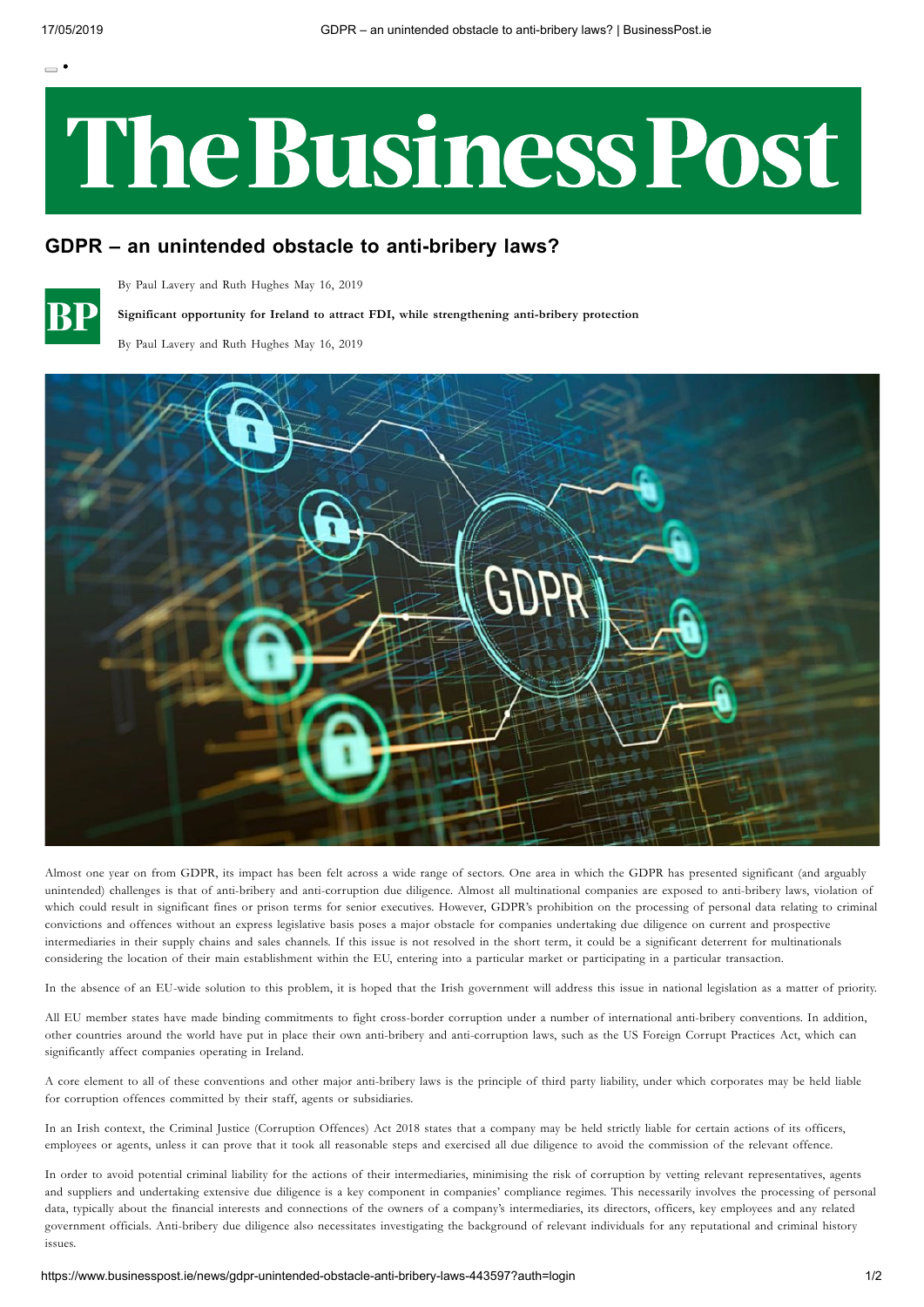# GDPR – an unintended obstacle to anti-bribery laws?

By Paul Lavery and Ruth Hughes May 16, 2019

**Significant opportunity for Ireland to attract FDI, while strengthening anti-bribery protection**

By Paul Lavery and Ruth Hughes May 16, 2019

Almost one year on from GDPR, its impact has been felt across a wide range of sectors. One area in which the GDPR has presented significant (and arguably unintended) challenges is that of anti-bribery and anti-corruption due diligence. Almost all multinational companies are exposed to anti-bribery laws, violation of which could result in significant fines or prison terms for senior executives. However, GDPR's prohibition on the processing of personal data relating to criminal convictions and offences without an express legislative basis poses a major obstacle for companies undertaking due diligence on current and prospective intermediaries in their supply chains and sales channels. If this issue is not resolved in the short term, it could be a significant deterrent for multinationals considering the location of their main establishment within the EU, entering into a particular market or participating in a particular transaction.

In the absence of an EU-wide solution to this problem, it is hoped that the Irish government will address this issue in national legislation as a matter of priority.

All EU member states have made binding commitments to fight cross-border corruption under a number of international anti-bribery conventions. In addition, other countries around the world have put in place their own anti-bribery and anti-corruption laws, such as the US Foreign Corrupt Practices Act, which can significantly affect companies operating in Ireland.

A core element to all of these conventions and other major anti-bribery laws is the principle of third party liability, under which corporates may be held liable for corruption offences committed by their staff, agents or subsidiaries.

In an Irish context, the Criminal Justice (Corruption Offences) Act 2018 states that a company may be held strictly liable for certain actions of its officers, employees or agents, unless it can prove that it took all reasonable steps and exercised all due diligence to avoid the commission of the relevant offence.

In order to avoid potential criminal liability for the actions of their intermediaries, minimising the risk of corruption by vetting relevant representatives, agents and suppliers and undertaking extensive due diligence is a key component in companies' compliance regimes. This necessarily involves the processing of personal data, typically about the financial interests and connections of the owners of a company's intermediaries, its directors, officers, key employees and any related government officials. Anti-bribery due diligence also necessitates investigating the background of relevant individuals for any reputational and criminal history issues.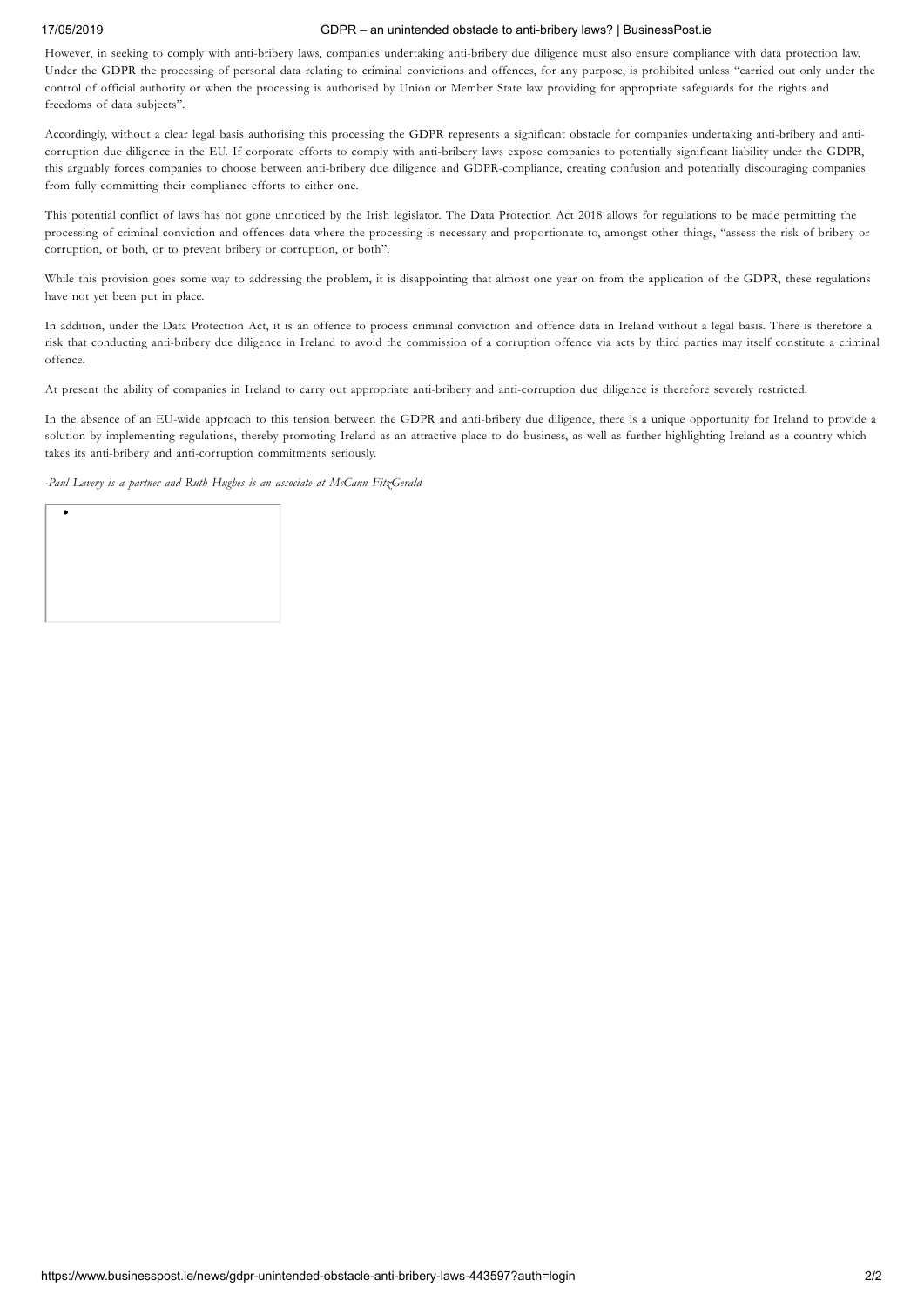However, in seeking to comply with anti-bribery laws, companies undertaking anti-bribery due diligence must also ensure compliance with data protection law. Under the GDPR the processing of personal data relating to criminal convictions and offences, for any purpose, is prohibited unless "carried out only under the control of official authority or when the processing is authorised by Union or Member State law providing for appropriate safeguards for the rights and freedoms of data subjects".

Accordingly, without a clear legal basis authorising this processing the GDPR represents a significant obstacle for companies undertaking anti-bribery and anti-corruption due diligence in the EU. If corporate efforts to comply with anti-bribery laws expose companies to potentially significant liability under the GDPR, this arguably forces companies to choose between anti-bribery due diligence and GDPR-compliance, creating confusion and potentially discouraging companies from fully committing their compliance efforts to either one.

This potential conflict of laws has not gone unnoticed by the Irish legislator. The Data Protection Act 2018 allows for regulations to be made permitting the processing of criminal conviction and offences data where the processing is necessary and proportionate to, amongst other things, "assess the risk of bribery or corruption, or both, or to prevent bribery or corruption, or both".

While this provision goes some way to addressing the problem, it is disappointing that almost one year on from the application of the GDPR, these regulations have not yet been put in place.

In addition, under the Data Protection Act, it is an offence to process criminal conviction and offence data in Ireland without a legal basis. There is therefore a risk that conducting anti-bribery due diligence in Ireland to avoid the commission of a corruption offence via acts by third parties may itself constitute a criminal offence.

At present the ability of companies in Ireland to carry out appropriate anti-bribery and anti-corruption due diligence is therefore severely restricted.

In the absence of an EU-wide approach to this tension between the GDPR and anti-bribery due diligence, there is a unique opportunity for Ireland to provide a solution by implementing regulations, thereby promoting Ireland as an attractive place to do business, as well as further highlighting Ireland as a country which takes its anti-bribery and anti-corruption commitments seriously.

*-Paul Lavery is a partner and Ruth Hughes is an associate at McCann FitzGerald*